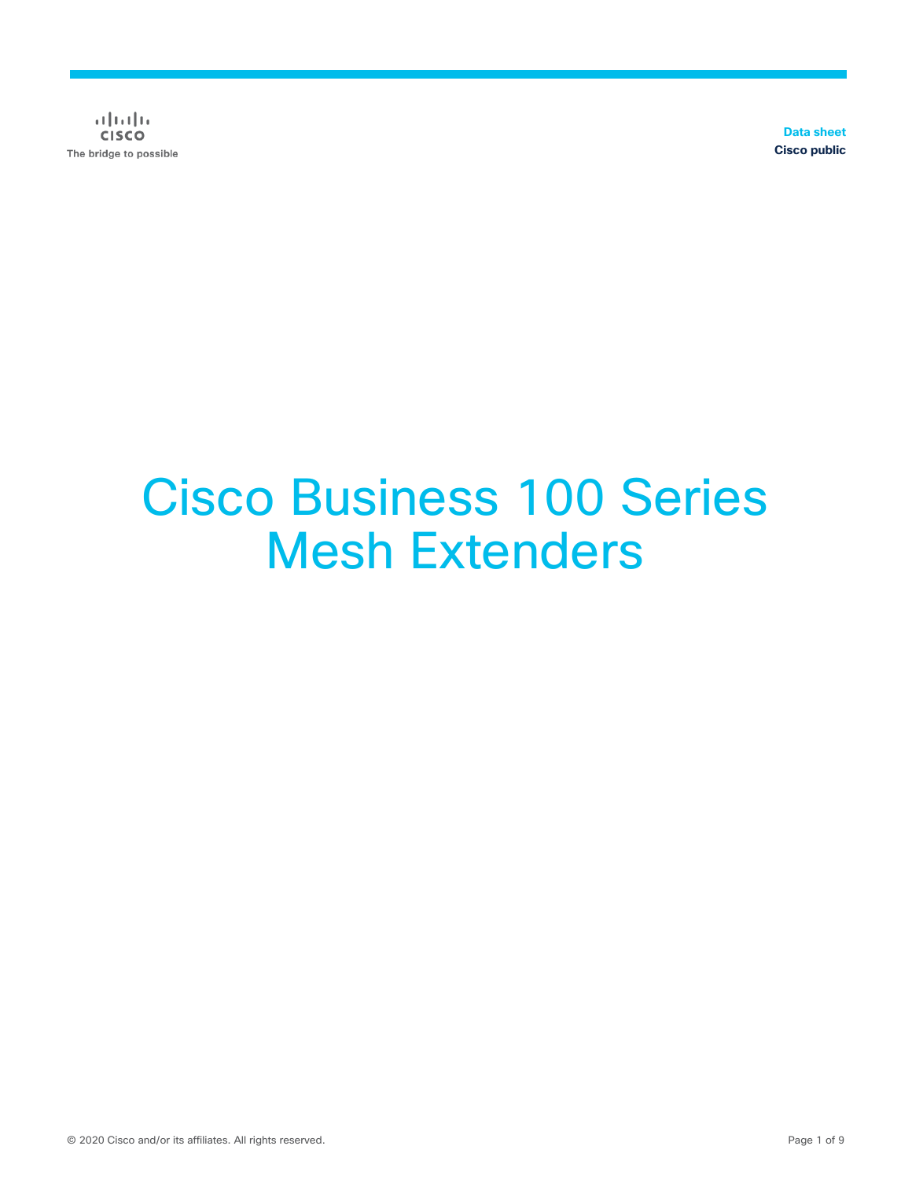Data sheet
Cisco public

# Cisco Business 100 Series Mesh Extenders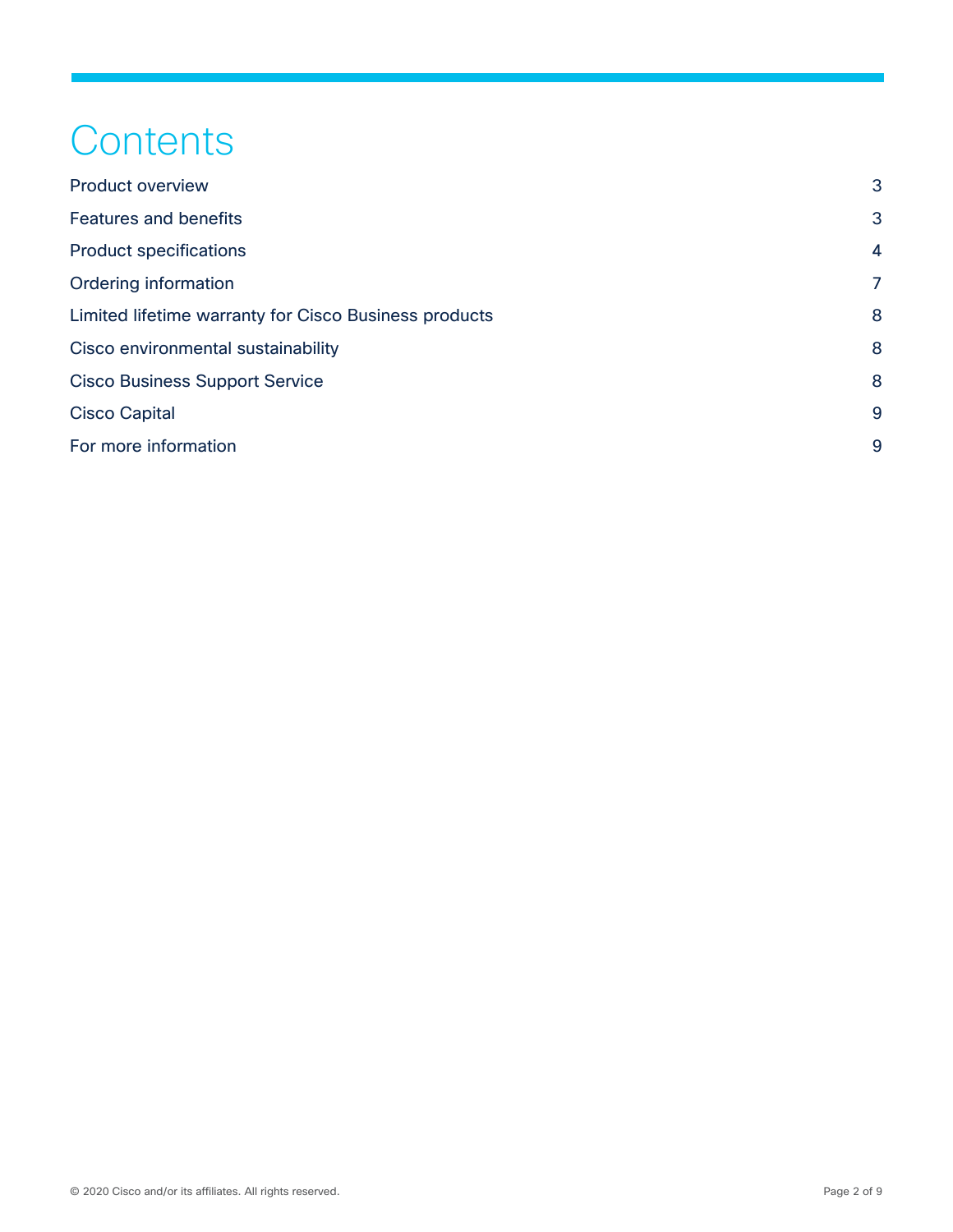# Contents

| | |
|---|---|
| Product overview | 3 |
| Features and benefits | 3 |
| Product specifications | 4 |
| Ordering information | 7 |
| Limited lifetime warranty for Cisco Business products | 8 |
| Cisco environmental sustainability | 8 |
| Cisco Business Support Service | 8 |
| Cisco Capital | 9 |
| For more information | 9 |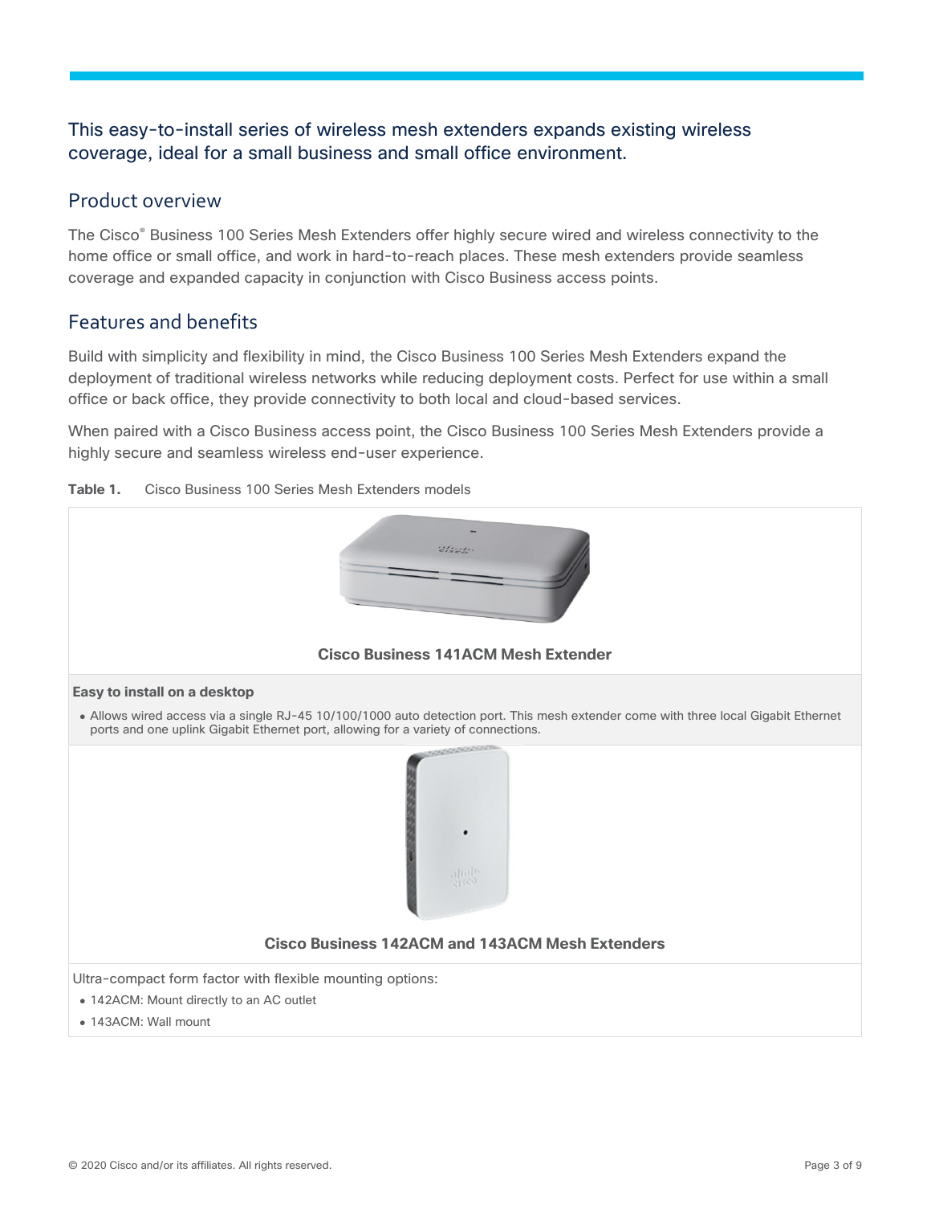This easy-to-install series of wireless mesh extenders expands existing wireless coverage, ideal for a small business and small office environment.

## Product overview

The Cisco® Business 100 Series Mesh Extenders offer highly secure wired and wireless connectivity to the home office or small office, and work in hard-to-reach places. These mesh extenders provide seamless coverage and expanded capacity in conjunction with Cisco Business access points.

## Features and benefits

Build with simplicity and flexibility in mind, the Cisco Business 100 Series Mesh Extenders expand the deployment of traditional wireless networks while reducing deployment costs. Perfect for use within a small office or back office, they provide connectivity to both local and cloud-based services.

When paired with a Cisco Business access point, the Cisco Business 100 Series Mesh Extenders provide a highly secure and seamless wireless end-user experience.

**Table 1.** Cisco Business 100 Series Mesh Extenders models

| **Cisco Business 141ACM Mesh Extender** |
| --- |
| **Easy to install on a desktop**<br>• Allows wired access via a single RJ-45 10/100/1000 auto detection port. This mesh extender come with three local Gigabit Ethernet ports and one uplink Gigabit Ethernet port, allowing for a variety of connections. |
| **Cisco Business 142ACM and 143ACM Mesh Extenders** |
| Ultra-compact form factor with flexible mounting options:<br>• 142ACM: Mount directly to an AC outlet<br>• 143ACM: Wall mount |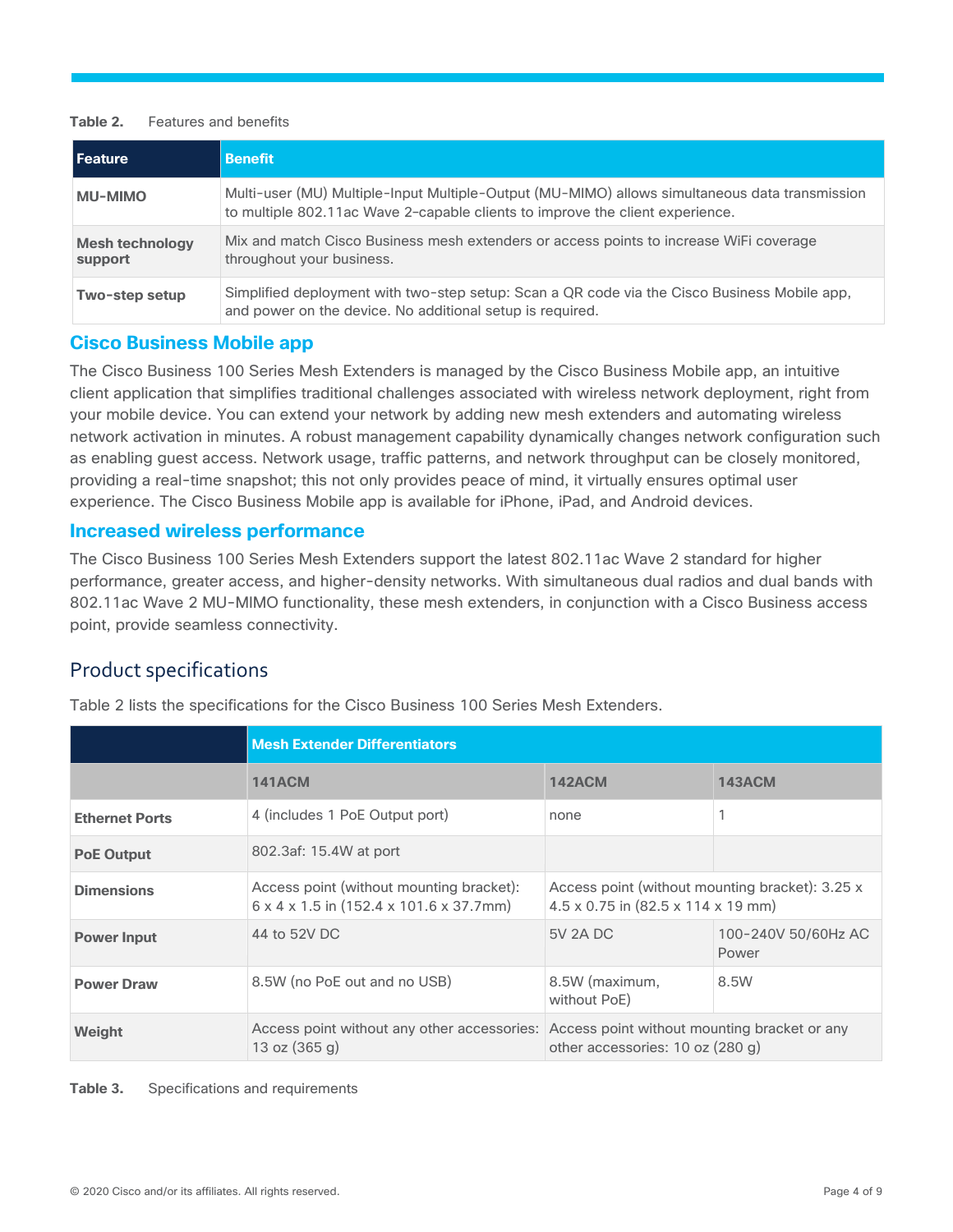**Table 2.** Features and benefits

| Feature | Benefit |
| --- | --- |
| **MU-MIMO** | Multi-user (MU) Multiple-Input Multiple-Output (MU-MIMO) allows simultaneous data transmission to multiple 802.11ac Wave 2-capable clients to improve the client experience. |
| **Mesh technology support** | Mix and match Cisco Business mesh extenders or access points to increase WiFi coverage throughout your business. |
| **Two-step setup** | Simplified deployment with two-step setup: Scan a QR code via the Cisco Business Mobile app, and power on the device. No additional setup is required. |

### Cisco Business Mobile app

The Cisco Business 100 Series Mesh Extenders is managed by the Cisco Business Mobile app, an intuitive client application that simplifies traditional challenges associated with wireless network deployment, right from your mobile device. You can extend your network by adding new mesh extenders and automating wireless network activation in minutes. A robust management capability dynamically changes network configuration such as enabling guest access. Network usage, traffic patterns, and network throughput can be closely monitored, providing a real-time snapshot; this not only provides peace of mind, it virtually ensures optimal user experience. The Cisco Business Mobile app is available for iPhone, iPad, and Android devices.

### Increased wireless performance

The Cisco Business 100 Series Mesh Extenders support the latest 802.11ac Wave 2 standard for higher performance, greater access, and higher-density networks. With simultaneous dual radios and dual bands with 802.11ac Wave 2 MU-MIMO functionality, these mesh extenders, in conjunction with a Cisco Business access point, provide seamless connectivity.

## Product specifications

Table 2 lists the specifications for the Cisco Business 100 Series Mesh Extenders.

| | Mesh Extender Differentiators | | |
| --- | --- | --- | --- |
| | **141ACM** | **142ACM** | **143ACM** |
| **Ethernet Ports** | 4 (includes 1 PoE Output port) | none | 1 |
| **PoE Output** | 802.3af: 15.4W at port | | |
| **Dimensions** | Access point (without mounting bracket): 6 x 4 x 1.5 in (152.4 x 101.6 x 37.7mm) | Access point (without mounting bracket): 3.25 x 4.5 x 0.75 in (82.5 x 114 x 19 mm) | |
| **Power Input** | 44 to 52V DC | 5V 2A DC | 100-240V 50/60Hz AC Power |
| **Power Draw** | 8.5W (no PoE out and no USB) | 8.5W (maximum, without PoE) | 8.5W |
| **Weight** | Access point without any other accessories: 13 oz (365 g) | Access point without mounting bracket or any other accessories: 10 oz (280 g) | |

**Table 3.** Specifications and requirements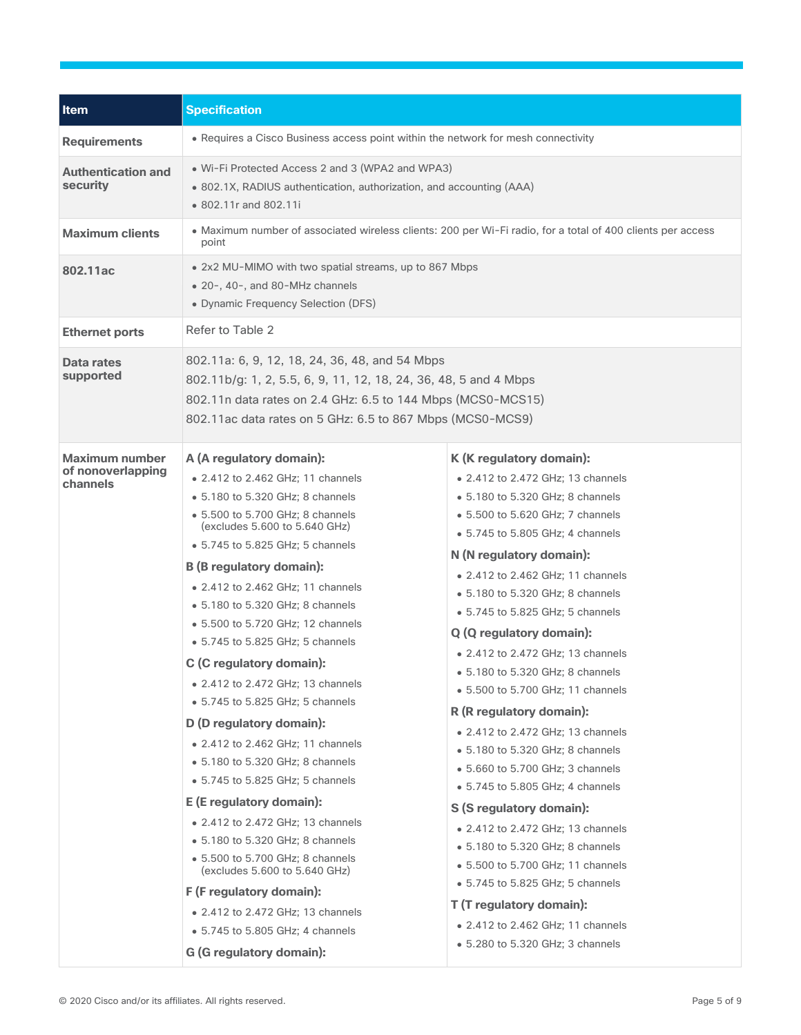| Item | Specification |
| --- | --- |
| **Requirements** | • Requires a Cisco Business access point within the network for mesh connectivity |
| **Authentication and security** | • Wi-Fi Protected Access 2 and 3 (WPA2 and WPA3)<br>• 802.1X, RADIUS authentication, authorization, and accounting (AAA)<br>• 802.11r and 802.11i |
| **Maximum clients** | • Maximum number of associated wireless clients: 200 per Wi-Fi radio, for a total of 400 clients per access point |
| **802.11ac** | • 2x2 MU-MIMO with two spatial streams, up to 867 Mbps<br>• 20-, 40-, and 80-MHz channels<br>• Dynamic Frequency Selection (DFS) |
| **Ethernet ports** | Refer to Table 2 |
| **Data rates supported** | 802.11a: 6, 9, 12, 18, 24, 36, 48, and 54 Mbps<br>802.11b/g: 1, 2, 5.5, 6, 9, 11, 12, 18, 24, 36, 48, 5 and 4 Mbps<br>802.11n data rates on 2.4 GHz: 6.5 to 144 Mbps (MCS0-MCS15)<br>802.11ac data rates on 5 GHz: 6.5 to 867 Mbps (MCS0-MCS9) |
| **Maximum number of nonoverlapping channels** | **A (A regulatory domain):**<br>• 2.412 to 2.462 GHz; 11 channels<br>• 5.180 to 5.320 GHz; 8 channels<br>• 5.500 to 5.700 GHz; 8 channels (excludes 5.600 to 5.640 GHz)<br>• 5.745 to 5.825 GHz; 5 channels<br>**B (B regulatory domain):**<br>• 2.412 to 2.462 GHz; 11 channels<br>• 5.180 to 5.320 GHz; 8 channels<br>• 5.500 to 5.720 GHz; 12 channels<br>• 5.745 to 5.825 GHz; 5 channels<br>**C (C regulatory domain):**<br>• 2.412 to 2.472 GHz; 13 channels<br>• 5.745 to 5.825 GHz; 5 channels<br>**D (D regulatory domain):**<br>• 2.412 to 2.462 GHz; 11 channels<br>• 5.180 to 5.320 GHz; 8 channels<br>• 5.745 to 5.825 GHz; 5 channels<br>**E (E regulatory domain):**<br>• 2.412 to 2.472 GHz; 13 channels<br>• 5.180 to 5.320 GHz; 8 channels<br>• 5.500 to 5.700 GHz; 8 channels (excludes 5.600 to 5.640 GHz)<br>**F (F regulatory domain):**<br>• 2.412 to 2.472 GHz; 13 channels<br>• 5.745 to 5.805 GHz; 4 channels<br>**G (G regulatory domain):**<br>**K (K regulatory domain):**<br>• 2.412 to 2.472 GHz; 13 channels<br>• 5.180 to 5.320 GHz; 8 channels<br>• 5.500 to 5.620 GHz; 7 channels<br>• 5.745 to 5.805 GHz; 4 channels<br>**N (N regulatory domain):**<br>• 2.412 to 2.462 GHz; 11 channels<br>• 5.180 to 5.320 GHz; 8 channels<br>• 5.745 to 5.825 GHz; 5 channels<br>**Q (Q regulatory domain):**<br>• 2.412 to 2.472 GHz; 13 channels<br>• 5.180 to 5.320 GHz; 8 channels<br>• 5.500 to 5.700 GHz; 11 channels<br>**R (R regulatory domain):**<br>• 2.412 to 2.472 GHz; 13 channels<br>• 5.180 to 5.320 GHz; 8 channels<br>• 5.660 to 5.700 GHz; 3 channels<br>• 5.745 to 5.805 GHz; 4 channels<br>**S (S regulatory domain):**<br>• 2.412 to 2.472 GHz; 13 channels<br>• 5.180 to 5.320 GHz; 8 channels<br>• 5.500 to 5.700 GHz; 11 channels<br>• 5.745 to 5.825 GHz; 5 channels<br>**T (T regulatory domain):**<br>• 2.412 to 2.462 GHz; 11 channels<br>• 5.280 to 5.320 GHz; 3 channels |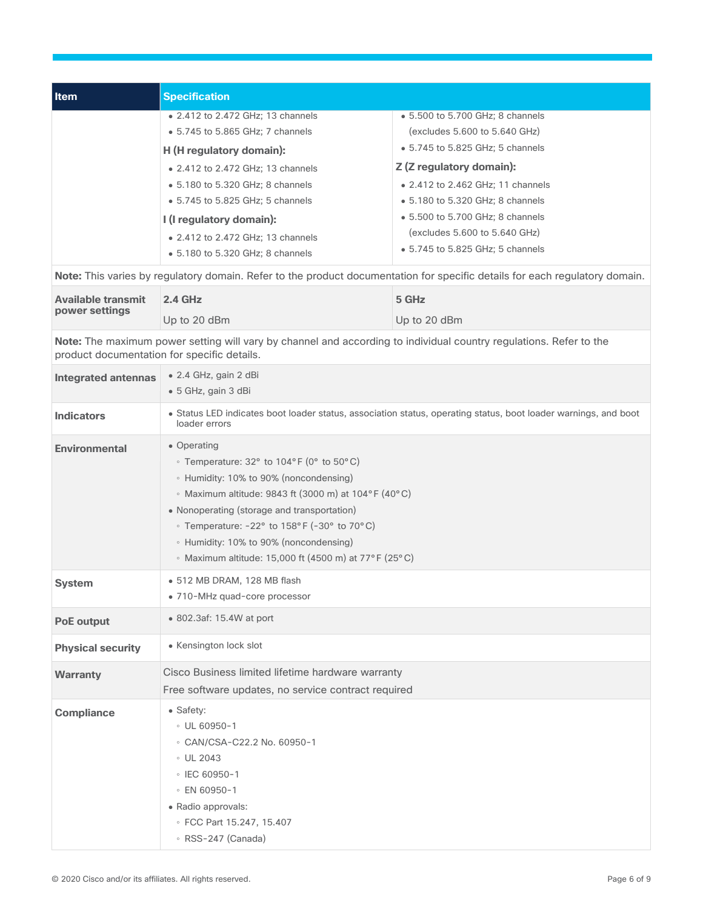| Item | Specification | |
|---|---|---|
| | • 2.412 to 2.472 GHz; 13 channels<br>• 5.745 to 5.865 GHz; 7 channels<br>**H (H regulatory domain):**<br>• 2.412 to 2.472 GHz; 13 channels<br>• 5.180 to 5.320 GHz; 8 channels<br>• 5.745 to 5.825 GHz; 5 channels<br>**I (I regulatory domain):**<br>• 2.412 to 2.472 GHz; 13 channels<br>• 5.180 to 5.320 GHz; 8 channels | • 5.500 to 5.700 GHz; 8 channels (excludes 5.600 to 5.640 GHz)<br>• 5.745 to 5.825 GHz; 5 channels<br>**Z (Z regulatory domain):**<br>• 2.412 to 2.462 GHz; 11 channels<br>• 5.180 to 5.320 GHz; 8 channels<br>• 5.500 to 5.700 GHz; 8 channels (excludes 5.600 to 5.640 GHz)<br>• 5.745 to 5.825 GHz; 5 channels |
| **Note:** This varies by regulatory domain. Refer to the product documentation for specific details for each regulatory domain. | | |
| **Available transmit power settings** | **2.4 GHz**<br>Up to 20 dBm | **5 GHz**<br>Up to 20 dBm |
| **Note:** The maximum power setting will vary by channel and according to individual country regulations. Refer to the product documentation for specific details. | | |
| **Integrated antennas** | • 2.4 GHz, gain 2 dBi<br>• 5 GHz, gain 3 dBi | |
| **Indicators** | • Status LED indicates boot loader status, association status, operating status, boot loader warnings, and boot loader errors | |
| **Environmental** | • Operating<br>◦ Temperature: 32° to 104°F (0° to 50°C)<br>◦ Humidity: 10% to 90% (noncondensing)<br>◦ Maximum altitude: 9843 ft (3000 m) at 104°F (40°C)<br>• Nonoperating (storage and transportation)<br>◦ Temperature: -22° to 158°F (-30° to 70°C)<br>◦ Humidity: 10% to 90% (noncondensing)<br>◦ Maximum altitude: 15,000 ft (4500 m) at 77°F (25°C) | |
| **System** | • 512 MB DRAM, 128 MB flash<br>• 710-MHz quad-core processor | |
| **PoE output** | • 802.3af: 15.4W at port | |
| **Physical security** | • Kensington lock slot | |
| **Warranty** | Cisco Business limited lifetime hardware warranty<br>Free software updates, no service contract required | |
| **Compliance** | • Safety:<br>◦ UL 60950-1<br>◦ CAN/CSA-C22.2 No. 60950-1<br>◦ UL 2043<br>◦ IEC 60950-1<br>◦ EN 60950-1<br>• Radio approvals:<br>◦ FCC Part 15.247, 15.407<br>◦ RSS-247 (Canada) | |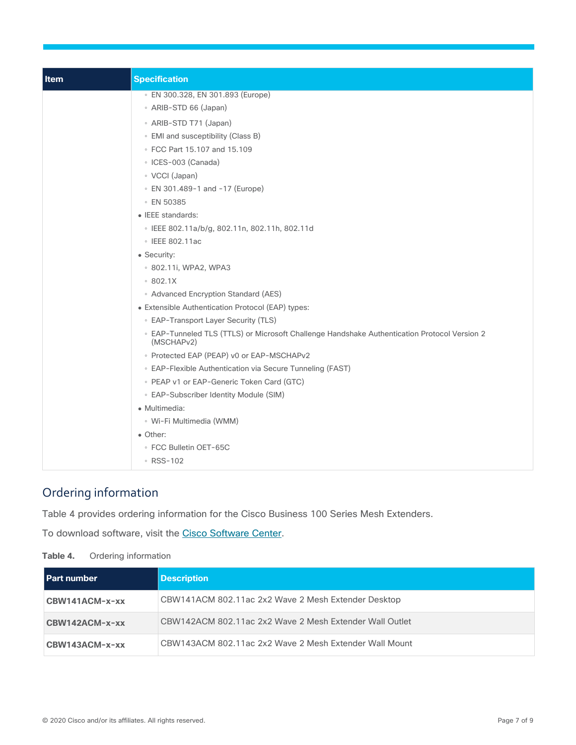| Item | Specification |
| --- | --- |
| | ◦ EN 300.328, EN 301.893 (Europe)<br>◦ ARIB-STD 66 (Japan)<br>◦ ARIB-STD T71 (Japan)<br>◦ EMI and susceptibility (Class B)<br>◦ FCC Part 15.107 and 15.109<br>◦ ICES-003 (Canada)<br>◦ VCCI (Japan)<br>◦ EN 301.489-1 and -17 (Europe)<br>◦ EN 50385<br>• IEEE standards:<br>◦ IEEE 802.11a/b/g, 802.11n, 802.11h, 802.11d<br>◦ IEEE 802.11ac<br>• Security:<br>◦ 802.11i, WPA2, WPA3<br>◦ 802.1X<br>◦ Advanced Encryption Standard (AES)<br>• Extensible Authentication Protocol (EAP) types:<br>◦ EAP-Transport Layer Security (TLS)<br>◦ EAP-Tunneled TLS (TTLS) or Microsoft Challenge Handshake Authentication Protocol Version 2 (MSCHAPv2)<br>◦ Protected EAP (PEAP) v0 or EAP-MSCHAPv2<br>◦ EAP-Flexible Authentication via Secure Tunneling (FAST)<br>◦ PEAP v1 or EAP-Generic Token Card (GTC)<br>◦ EAP-Subscriber Identity Module (SIM)<br>• Multimedia:<br>◦ Wi-Fi Multimedia (WMM)<br>• Other:<br>◦ FCC Bulletin OET-65C<br>◦ RSS-102 |

## Ordering information

Table 4 provides ordering information for the Cisco Business 100 Series Mesh Extenders.

To download software, visit the Cisco Software Center.

**Table 4.** Ordering information

| Part number | Description |
| --- | --- |
| **CBW141ACM-x-xx** | CBW141ACM 802.11ac 2x2 Wave 2 Mesh Extender Desktop |
| **CBW142ACM-x-xx** | CBW142ACM 802.11ac 2x2 Wave 2 Mesh Extender Wall Outlet |
| **CBW143ACM-x-xx** | CBW143ACM 802.11ac 2x2 Wave 2 Mesh Extender Wall Mount |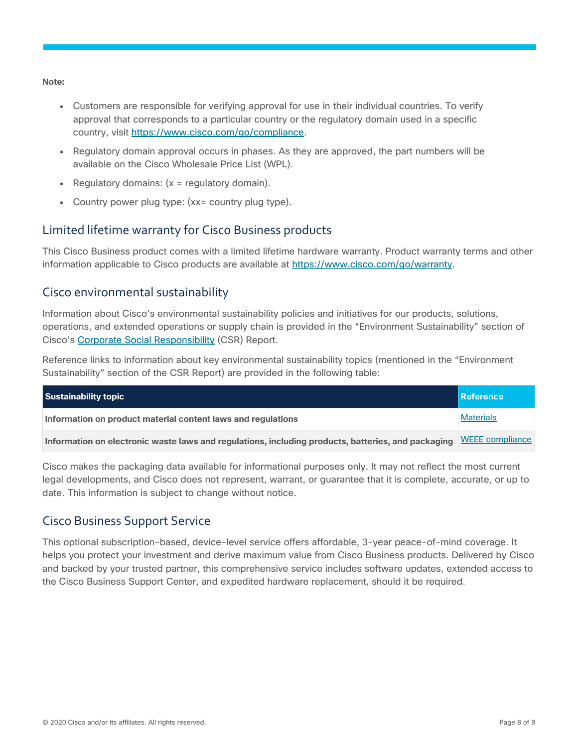**Note:**

- Customers are responsible for verifying approval for use in their individual countries. To verify approval that corresponds to a particular country or the regulatory domain used in a specific country, visit [https://www.cisco.com/go/compliance](https://www.cisco.com/go/compliance).
- Regulatory domain approval occurs in phases. As they are approved, the part numbers will be available on the Cisco Wholesale Price List (WPL).
- Regulatory domains: (x = regulatory domain).
- Country power plug type: (xx= country plug type).

## Limited lifetime warranty for Cisco Business products

This Cisco Business product comes with a limited lifetime hardware warranty. Product warranty terms and other information applicable to Cisco products are available at [https://www.cisco.com/go/warranty](https://www.cisco.com/go/warranty).

## Cisco environmental sustainability

Information about Cisco's environmental sustainability policies and initiatives for our products, solutions, operations, and extended operations or supply chain is provided in the "Environment Sustainability" section of Cisco's Corporate Social Responsibility (CSR) Report.

Reference links to information about key environmental sustainability topics (mentioned in the "Environment Sustainability" section of the CSR Report) are provided in the following table:

| Sustainability topic | Reference |
| --- | --- |
| **Information on product material content laws and regulations** | Materials |
| **Information on electronic waste laws and regulations, including products, batteries, and packaging** | WEEE compliance |

Cisco makes the packaging data available for informational purposes only. It may not reflect the most current legal developments, and Cisco does not represent, warrant, or guarantee that it is complete, accurate, or up to date. This information is subject to change without notice.

## Cisco Business Support Service

This optional subscription-based, device-level service offers affordable, 3-year peace-of-mind coverage. It helps you protect your investment and derive maximum value from Cisco Business products. Delivered by Cisco and backed by your trusted partner, this comprehensive service includes software updates, extended access to the Cisco Business Support Center, and expedited hardware replacement, should it be required.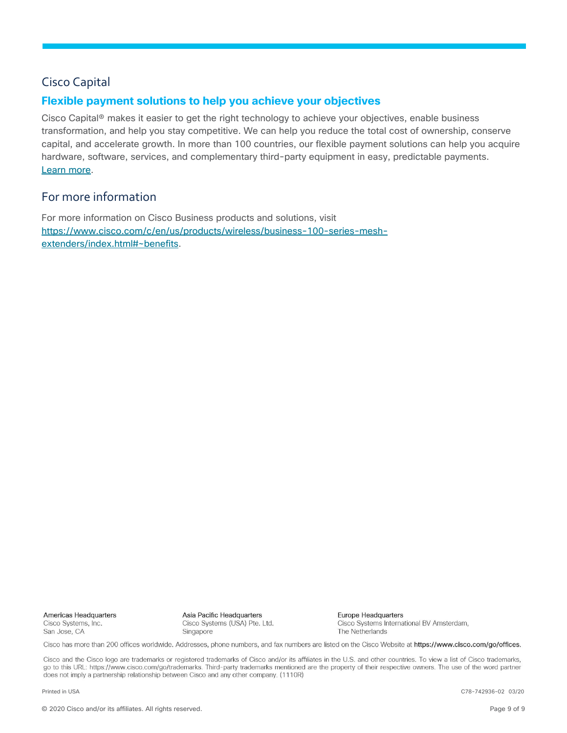## Cisco Capital

### Flexible payment solutions to help you achieve your objectives

Cisco Capital® makes it easier to get the right technology to achieve your objectives, enable business transformation, and help you stay competitive. We can help you reduce the total cost of ownership, conserve capital, and accelerate growth. In more than 100 countries, our flexible payment solutions can help you acquire hardware, software, services, and complementary third-party equipment in easy, predictable payments. Learn more.

## For more information

For more information on Cisco Business products and solutions, visit https://www.cisco.com/c/en/us/products/wireless/business-100-series-mesh-extenders/index.html#~benefits.

**Americas Headquarters**
Cisco Systems, Inc.
San Jose, CA

**Asia Pacific Headquarters**
Cisco Systems (USA) Pte. Ltd.
Singapore

**Europe Headquarters**
Cisco Systems International BV Amsterdam,
The Netherlands

Cisco has more than 200 offices worldwide. Addresses, phone numbers, and fax numbers are listed on the Cisco Website at **https://www.cisco.com/go/offices.**

Cisco and the Cisco logo are trademarks or registered trademarks of Cisco and/or its affiliates in the U.S. and other countries. To view a list of Cisco trademarks, go to this URL: https://www.cisco.com/go/trademarks. Third-party trademarks mentioned are the property of their respective owners. The use of the word partner does not imply a partnership relationship between Cisco and any other company. (1110R)

Printed in USA

C78-742936-02 03/20